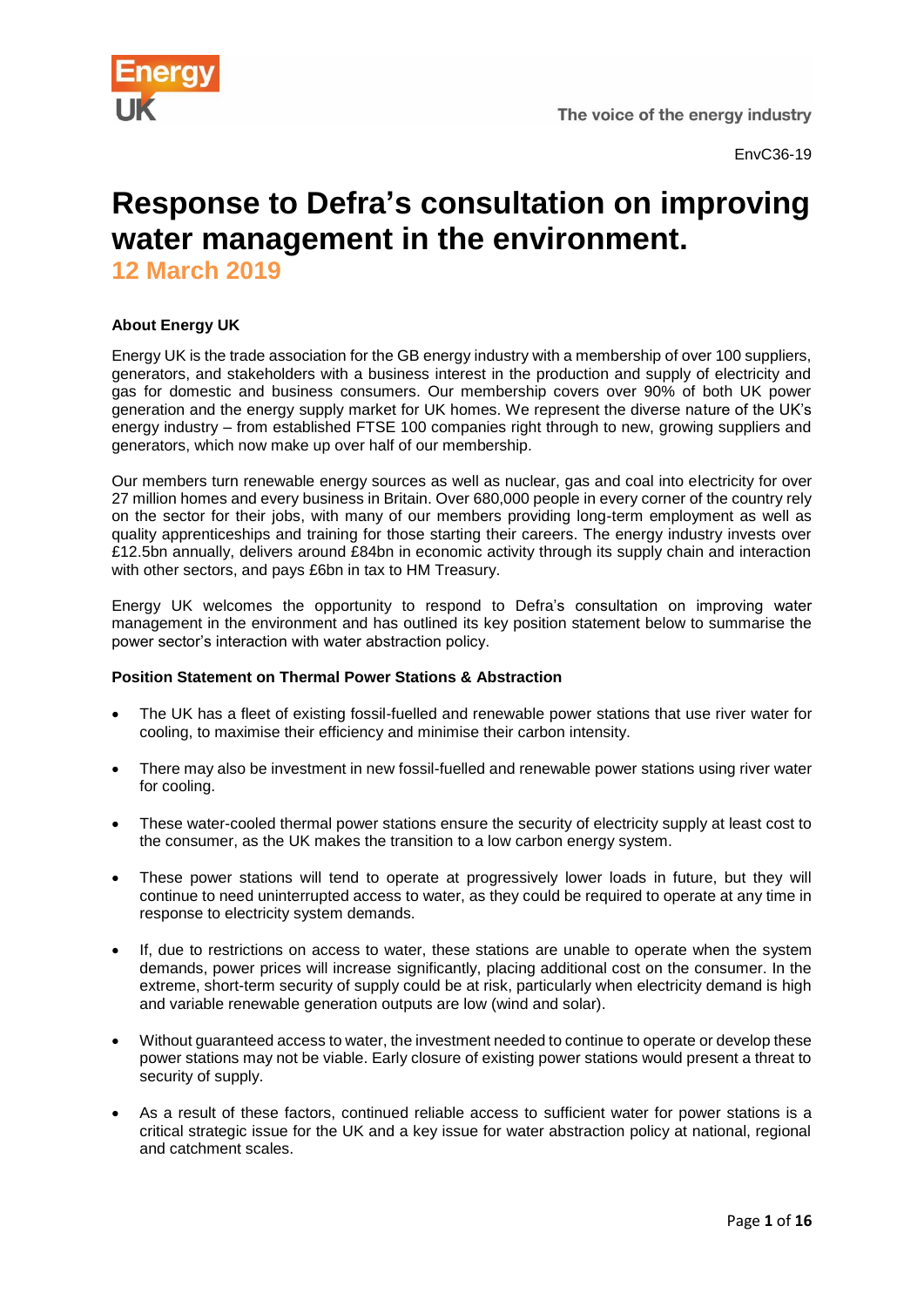EnvC36-19

# Response to Defra's consultation on improving water management in the environment.

## 12 March 2019

**About Energy UK**

Energy UK is the trade association for the GB energy industry with a membership of over 100 suppliers, generators, and stakeholders with a business interest in the production and supply of electricity and gas for domestic and business consumers. Our membership covers over 90% of both UK power generation and the energy supply market for UK homes. We represent the diverse nature of the UK's energy industry – from established FTSE 100 companies right through to new, growing suppliers and generators, which now make up over half of our membership.

Our members turn renewable energy sources as well as nuclear, gas and coal into electricity for over 27 million homes and every business in Britain. Over 680,000 people in every corner of the country rely on the sector for their jobs, with many of our members providing long-term employment as well as quality apprenticeships and training for those starting their careers. The energy industry invests over £12.5bn annually, delivers around £84bn in economic activity through its supply chain and interaction with other sectors, and pays £6bn in tax to HM Treasury.

Energy UK welcomes the opportunity to respond to Defra's consultation on improving water management in the environment and has outlined its key position statement below to summarise the power sector's interaction with water abstraction policy.

**Position Statement on Thermal Power Stations & Abstraction**

- The UK has a fleet of existing fossil-fuelled and renewable power stations that use river water for cooling, to maximise their efficiency and minimise their carbon intensity.
- There may also be investment in new fossil-fuelled and renewable power stations using river water for cooling.
- These water-cooled thermal power stations ensure the security of electricity supply at least cost to the consumer, as the UK makes the transition to a low carbon energy system.
- These power stations will tend to operate at progressively lower loads in future, but they will continue to need uninterrupted access to water, as they could be required to operate at any time in response to electricity system demands.
- If, due to restrictions on access to water, these stations are unable to operate when the system demands, power prices will increase significantly, placing additional cost on the consumer. In the extreme, short-term security of supply could be at risk, particularly when electricity demand is high and variable renewable generation outputs are low (wind and solar).
- Without guaranteed access to water, the investment needed to continue to operate or develop these power stations may not be viable. Early closure of existing power stations would present a threat to security of supply.
- As a result of these factors, continued reliable access to sufficient water for power stations is a critical strategic issue for the UK and a key issue for water abstraction policy at national, regional and catchment scales.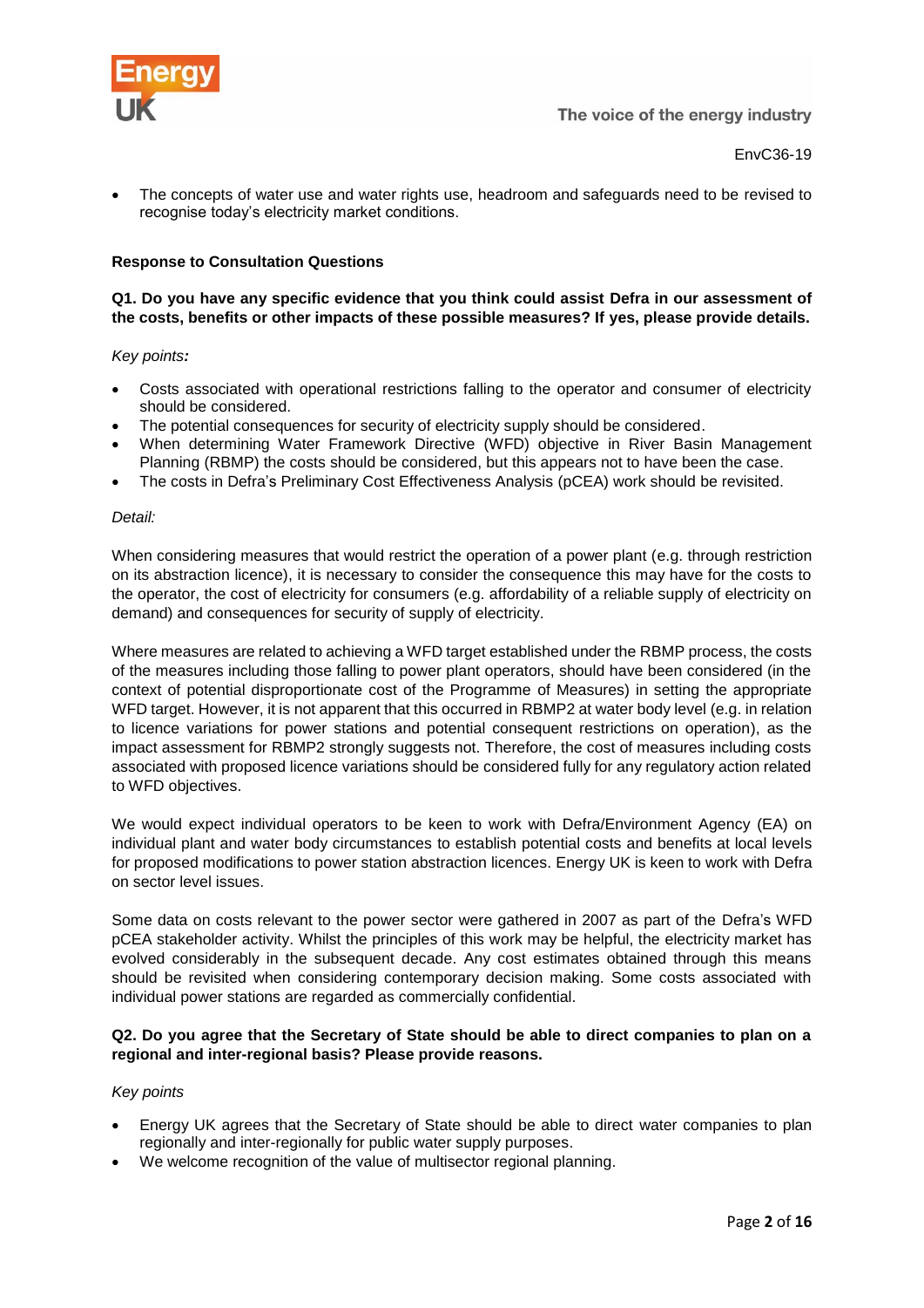- The concepts of water use and water rights use, headroom and safeguards need to be revised to recognise today's electricity market conditions.

**Response to Consultation Questions**

**Q1. Do you have any specific evidence that you think could assist Defra in our assessment of the costs, benefits or other impacts of these possible measures? If yes, please provide details.**

*Key points:*

- Costs associated with operational restrictions falling to the operator and consumer of electricity should be considered.
- The potential consequences for security of electricity supply should be considered.
- When determining Water Framework Directive (WFD) objective in River Basin Management Planning (RBMP) the costs should be considered, but this appears not to have been the case.
- The costs in Defra's Preliminary Cost Effectiveness Analysis (pCEA) work should be revisited.

*Detail:*

When considering measures that would restrict the operation of a power plant (e.g. through restriction on its abstraction licence), it is necessary to consider the consequence this may have for the costs to the operator, the cost of electricity for consumers (e.g. affordability of a reliable supply of electricity on demand) and consequences for security of supply of electricity.

Where measures are related to achieving a WFD target established under the RBMP process, the costs of the measures including those falling to power plant operators, should have been considered (in the context of potential disproportionate cost of the Programme of Measures) in setting the appropriate WFD target. However, it is not apparent that this occurred in RBMP2 at water body level (e.g. in relation to licence variations for power stations and potential consequent restrictions on operation), as the impact assessment for RBMP2 strongly suggests not. Therefore, the cost of measures including costs associated with proposed licence variations should be considered fully for any regulatory action related to WFD objectives.

We would expect individual operators to be keen to work with Defra/Environment Agency (EA) on individual plant and water body circumstances to establish potential costs and benefits at local levels for proposed modifications to power station abstraction licences. Energy UK is keen to work with Defra on sector level issues.

Some data on costs relevant to the power sector were gathered in 2007 as part of the Defra's WFD pCEA stakeholder activity. Whilst the principles of this work may be helpful, the electricity market has evolved considerably in the subsequent decade. Any cost estimates obtained through this means should be revisited when considering contemporary decision making. Some costs associated with individual power stations are regarded as commercially confidential.

**Q2. Do you agree that the Secretary of State should be able to direct companies to plan on a regional and inter-regional basis? Please provide reasons.**

*Key points*

- Energy UK agrees that the Secretary of State should be able to direct water companies to plan regionally and inter-regionally for public water supply purposes.
- We welcome recognition of the value of multisector regional planning.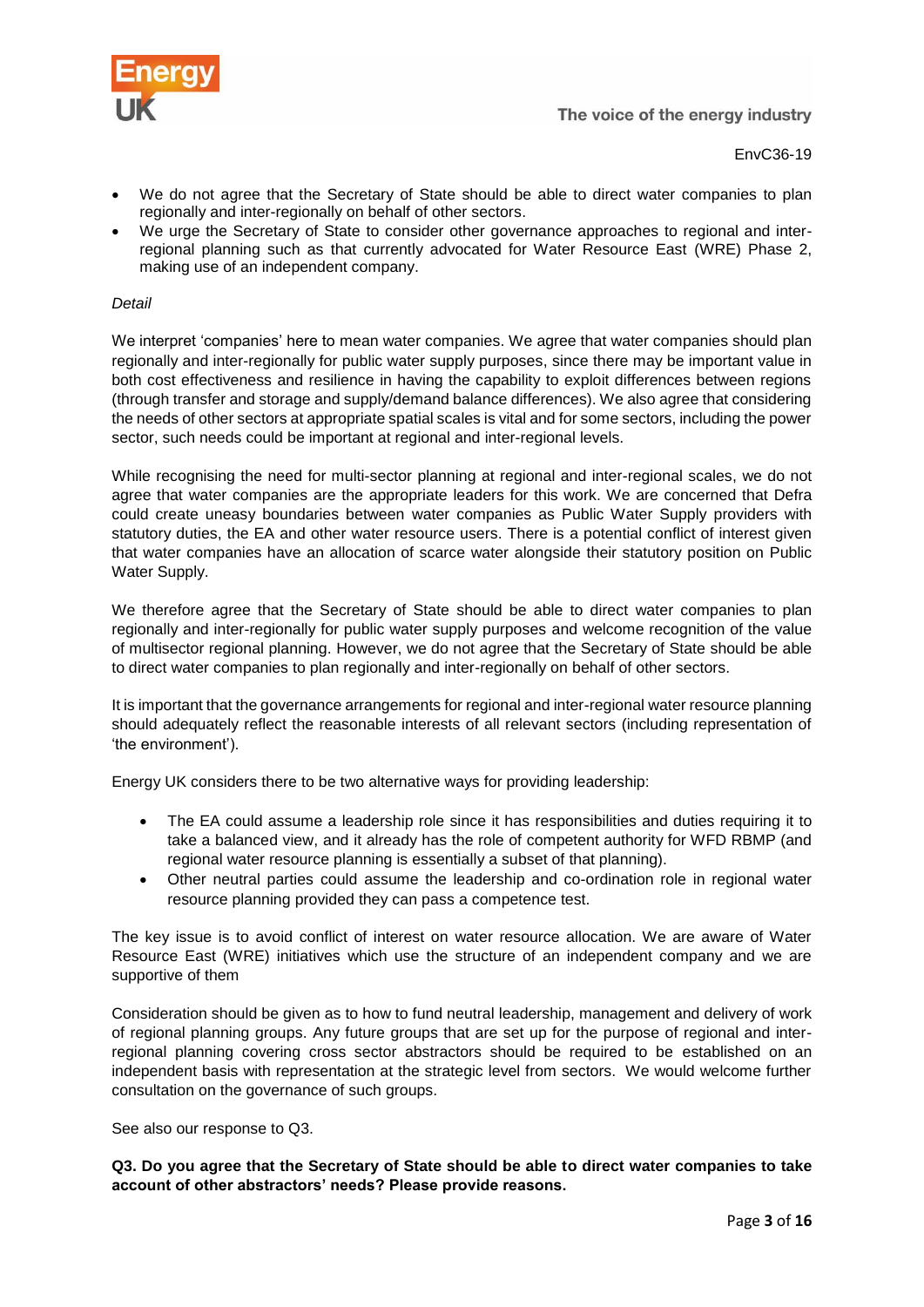- We do not agree that the Secretary of State should be able to direct water companies to plan regionally and inter-regionally on behalf of other sectors.
- We urge the Secretary of State to consider other governance approaches to regional and inter-regional planning such as that currently advocated for Water Resource East (WRE) Phase 2, making use of an independent company.

*Detail*

We interpret 'companies' here to mean water companies. We agree that water companies should plan regionally and inter-regionally for public water supply purposes, since there may be important value in both cost effectiveness and resilience in having the capability to exploit differences between regions (through transfer and storage and supply/demand balance differences). We also agree that considering the needs of other sectors at appropriate spatial scales is vital and for some sectors, including the power sector, such needs could be important at regional and inter-regional levels.

While recognising the need for multi-sector planning at regional and inter-regional scales, we do not agree that water companies are the appropriate leaders for this work. We are concerned that Defra could create uneasy boundaries between water companies as Public Water Supply providers with statutory duties, the EA and other water resource users. There is a potential conflict of interest given that water companies have an allocation of scarce water alongside their statutory position on Public Water Supply.

We therefore agree that the Secretary of State should be able to direct water companies to plan regionally and inter-regionally for public water supply purposes and welcome recognition of the value of multisector regional planning. However, we do not agree that the Secretary of State should be able to direct water companies to plan regionally and inter-regionally on behalf of other sectors.

It is important that the governance arrangements for regional and inter-regional water resource planning should adequately reflect the reasonable interests of all relevant sectors (including representation of 'the environment').

Energy UK considers there to be two alternative ways for providing leadership:

- The EA could assume a leadership role since it has responsibilities and duties requiring it to take a balanced view, and it already has the role of competent authority for WFD RBMP (and regional water resource planning is essentially a subset of that planning).
- Other neutral parties could assume the leadership and co-ordination role in regional water resource planning provided they can pass a competence test.

The key issue is to avoid conflict of interest on water resource allocation. We are aware of Water Resource East (WRE) initiatives which use the structure of an independent company and we are supportive of them

Consideration should be given as to how to fund neutral leadership, management and delivery of work of regional planning groups. Any future groups that are set up for the purpose of regional and inter-regional planning covering cross sector abstractors should be required to be established on an independent basis with representation at the strategic level from sectors. We would welcome further consultation on the governance of such groups.

See also our response to Q3.

**Q3. Do you agree that the Secretary of State should be able to direct water companies to take account of other abstractors' needs? Please provide reasons.**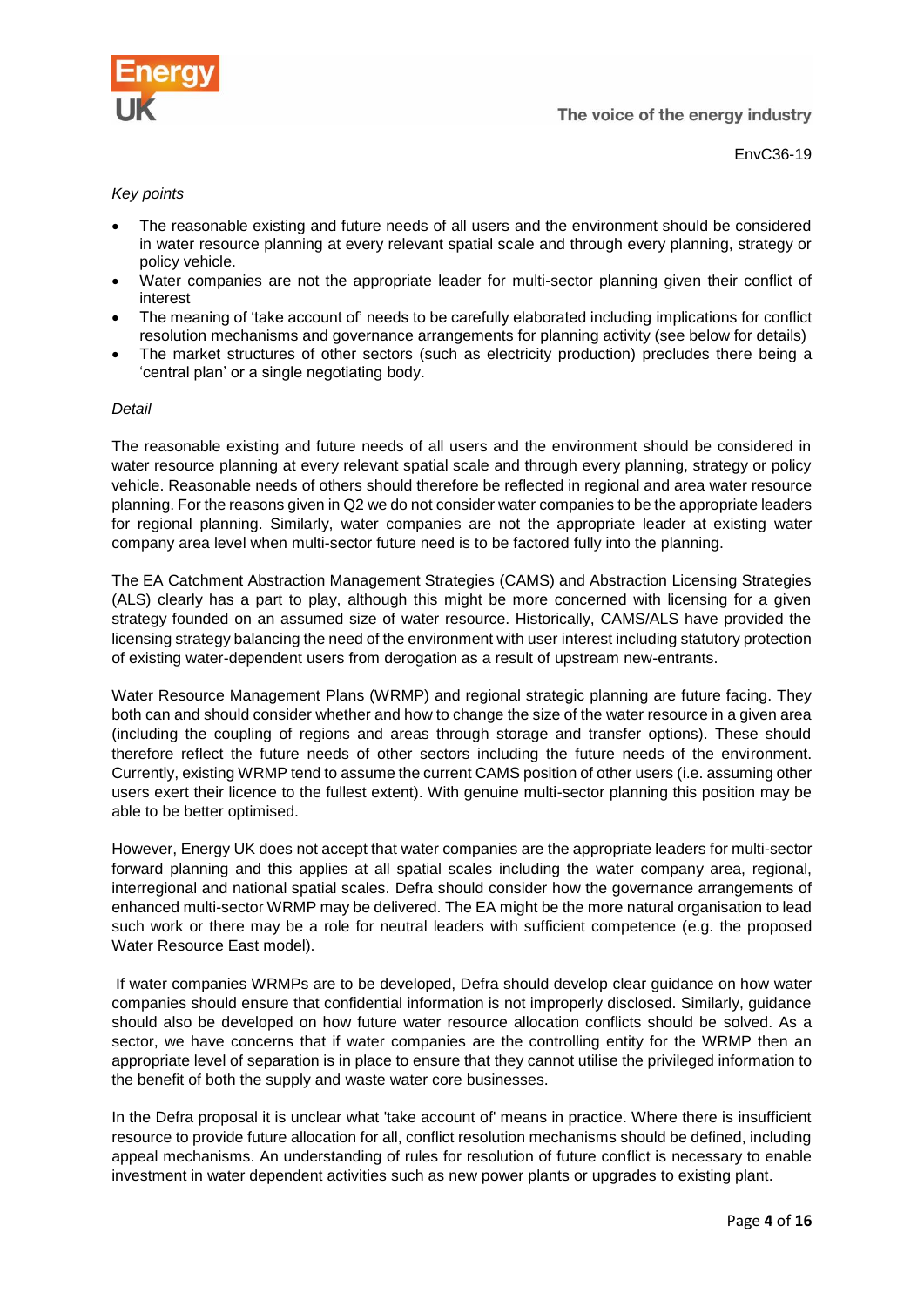*Key points*

- The reasonable existing and future needs of all users and the environment should be considered in water resource planning at every relevant spatial scale and through every planning, strategy or policy vehicle.
- Water companies are not the appropriate leader for multi-sector planning given their conflict of interest
- The meaning of 'take account of' needs to be carefully elaborated including implications for conflict resolution mechanisms and governance arrangements for planning activity (see below for details)
- The market structures of other sectors (such as electricity production) precludes there being a 'central plan' or a single negotiating body.

*Detail*

The reasonable existing and future needs of all users and the environment should be considered in water resource planning at every relevant spatial scale and through every planning, strategy or policy vehicle. Reasonable needs of others should therefore be reflected in regional and area water resource planning. For the reasons given in Q2 we do not consider water companies to be the appropriate leaders for regional planning. Similarly, water companies are not the appropriate leader at existing water company area level when multi-sector future need is to be factored fully into the planning.

The EA Catchment Abstraction Management Strategies (CAMS) and Abstraction Licensing Strategies (ALS) clearly has a part to play, although this might be more concerned with licensing for a given strategy founded on an assumed size of water resource. Historically, CAMS/ALS have provided the licensing strategy balancing the need of the environment with user interest including statutory protection of existing water-dependent users from derogation as a result of upstream new-entrants.

Water Resource Management Plans (WRMP) and regional strategic planning are future facing. They both can and should consider whether and how to change the size of the water resource in a given area (including the coupling of regions and areas through storage and transfer options). These should therefore reflect the future needs of other sectors including the future needs of the environment. Currently, existing WRMP tend to assume the current CAMS position of other users (i.e. assuming other users exert their licence to the fullest extent). With genuine multi-sector planning this position may be able to be better optimised.

However, Energy UK does not accept that water companies are the appropriate leaders for multi-sector forward planning and this applies at all spatial scales including the water company area, regional, interregional and national spatial scales. Defra should consider how the governance arrangements of enhanced multi-sector WRMP may be delivered. The EA might be the more natural organisation to lead such work or there may be a role for neutral leaders with sufficient competence (e.g. the proposed Water Resource East model).

If water companies WRMPs are to be developed, Defra should develop clear guidance on how water companies should ensure that confidential information is not improperly disclosed. Similarly, guidance should also be developed on how future water resource allocation conflicts should be solved. As a sector, we have concerns that if water companies are the controlling entity for the WRMP then an appropriate level of separation is in place to ensure that they cannot utilise the privileged information to the benefit of both the supply and waste water core businesses.

In the Defra proposal it is unclear what 'take account of' means in practice. Where there is insufficient resource to provide future allocation for all, conflict resolution mechanisms should be defined, including appeal mechanisms. An understanding of rules for resolution of future conflict is necessary to enable investment in water dependent activities such as new power plants or upgrades to existing plant.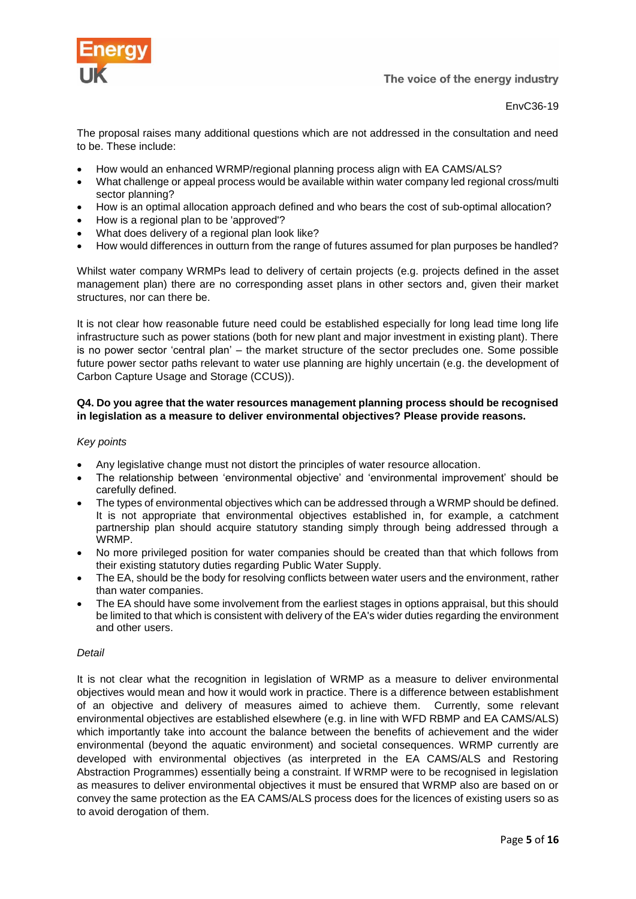The proposal raises many additional questions which are not addressed in the consultation and need to be. These include:

- How would an enhanced WRMP/regional planning process align with EA CAMS/ALS?
- What challenge or appeal process would be available within water company led regional cross/multi sector planning?
- How is an optimal allocation approach defined and who bears the cost of sub-optimal allocation?
- How is a regional plan to be 'approved'?
- What does delivery of a regional plan look like?
- How would differences in outturn from the range of futures assumed for plan purposes be handled?

Whilst water company WRMPs lead to delivery of certain projects (e.g. projects defined in the asset management plan) there are no corresponding asset plans in other sectors and, given their market structures, nor can there be.

It is not clear how reasonable future need could be established especially for long lead time long life infrastructure such as power stations (both for new plant and major investment in existing plant). There is no power sector 'central plan' – the market structure of the sector precludes one. Some possible future power sector paths relevant to water use planning are highly uncertain (e.g. the development of Carbon Capture Usage and Storage (CCUS)).

**Q4. Do you agree that the water resources management planning process should be recognised in legislation as a measure to deliver environmental objectives? Please provide reasons.**

*Key points*

- Any legislative change must not distort the principles of water resource allocation.
- The relationship between 'environmental objective' and 'environmental improvement' should be carefully defined.
- The types of environmental objectives which can be addressed through a WRMP should be defined. It is not appropriate that environmental objectives established in, for example, a catchment partnership plan should acquire statutory standing simply through being addressed through a WRMP.
- No more privileged position for water companies should be created than that which follows from their existing statutory duties regarding Public Water Supply.
- The EA, should be the body for resolving conflicts between water users and the environment, rather than water companies.
- The EA should have some involvement from the earliest stages in options appraisal, but this should be limited to that which is consistent with delivery of the EA's wider duties regarding the environment and other users.

*Detail*

It is not clear what the recognition in legislation of WRMP as a measure to deliver environmental objectives would mean and how it would work in practice. There is a difference between establishment of an objective and delivery of measures aimed to achieve them. Currently, some relevant environmental objectives are established elsewhere (e.g. in line with WFD RBMP and EA CAMS/ALS) which importantly take into account the balance between the benefits of achievement and the wider environmental (beyond the aquatic environment) and societal consequences. WRMP currently are developed with environmental objectives (as interpreted in the EA CAMS/ALS and Restoring Abstraction Programmes) essentially being a constraint. If WRMP were to be recognised in legislation as measures to deliver environmental objectives it must be ensured that WRMP also are based on or convey the same protection as the EA CAMS/ALS process does for the licences of existing users so as to avoid derogation of them.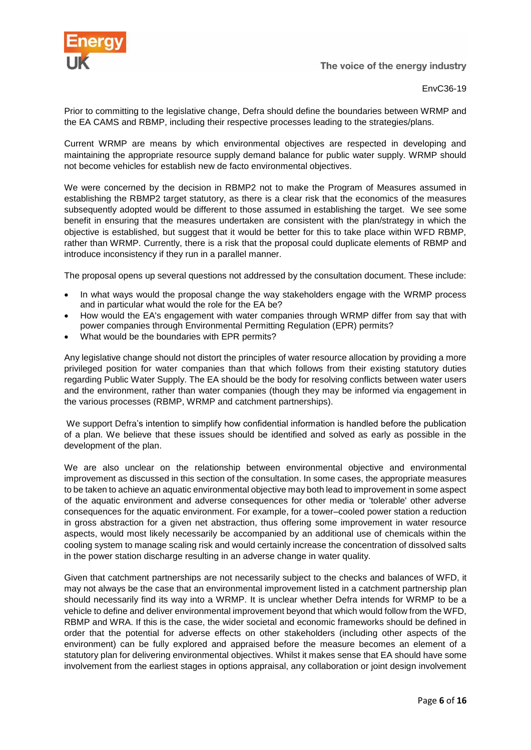Prior to committing to the legislative change, Defra should define the boundaries between WRMP and the EA CAMS and RBMP, including their respective processes leading to the strategies/plans.

Current WRMP are means by which environmental objectives are respected in developing and maintaining the appropriate resource supply demand balance for public water supply. WRMP should not become vehicles for establish new de facto environmental objectives.

We were concerned by the decision in RBMP2 not to make the Program of Measures assumed in establishing the RBMP2 target statutory, as there is a clear risk that the economics of the measures subsequently adopted would be different to those assumed in establishing the target. We see some benefit in ensuring that the measures undertaken are consistent with the plan/strategy in which the objective is established, but suggest that it would be better for this to take place within WFD RBMP, rather than WRMP. Currently, there is a risk that the proposal could duplicate elements of RBMP and introduce inconsistency if they run in a parallel manner.

The proposal opens up several questions not addressed by the consultation document. These include:

- In what ways would the proposal change the way stakeholders engage with the WRMP process and in particular what would the role for the EA be?
- How would the EA's engagement with water companies through WRMP differ from say that with power companies through Environmental Permitting Regulation (EPR) permits?
- What would be the boundaries with EPR permits?

Any legislative change should not distort the principles of water resource allocation by providing a more privileged position for water companies than that which follows from their existing statutory duties regarding Public Water Supply. The EA should be the body for resolving conflicts between water users and the environment, rather than water companies (though they may be informed via engagement in the various processes (RBMP, WRMP and catchment partnerships).

We support Defra's intention to simplify how confidential information is handled before the publication of a plan. We believe that these issues should be identified and solved as early as possible in the development of the plan.

We are also unclear on the relationship between environmental objective and environmental improvement as discussed in this section of the consultation. In some cases, the appropriate measures to be taken to achieve an aquatic environmental objective may both lead to improvement in some aspect of the aquatic environment and adverse consequences for other media or 'tolerable' other adverse consequences for the aquatic environment. For example, for a tower–cooled power station a reduction in gross abstraction for a given net abstraction, thus offering some improvement in water resource aspects, would most likely necessarily be accompanied by an additional use of chemicals within the cooling system to manage scaling risk and would certainly increase the concentration of dissolved salts in the power station discharge resulting in an adverse change in water quality.

Given that catchment partnerships are not necessarily subject to the checks and balances of WFD, it may not always be the case that an environmental improvement listed in a catchment partnership plan should necessarily find its way into a WRMP. It is unclear whether Defra intends for WRMP to be a vehicle to define and deliver environmental improvement beyond that which would follow from the WFD, RBMP and WRA. If this is the case, the wider societal and economic frameworks should be defined in order that the potential for adverse effects on other stakeholders (including other aspects of the environment) can be fully explored and appraised before the measure becomes an element of a statutory plan for delivering environmental objectives. Whilst it makes sense that EA should have some involvement from the earliest stages in options appraisal, any collaboration or joint design involvement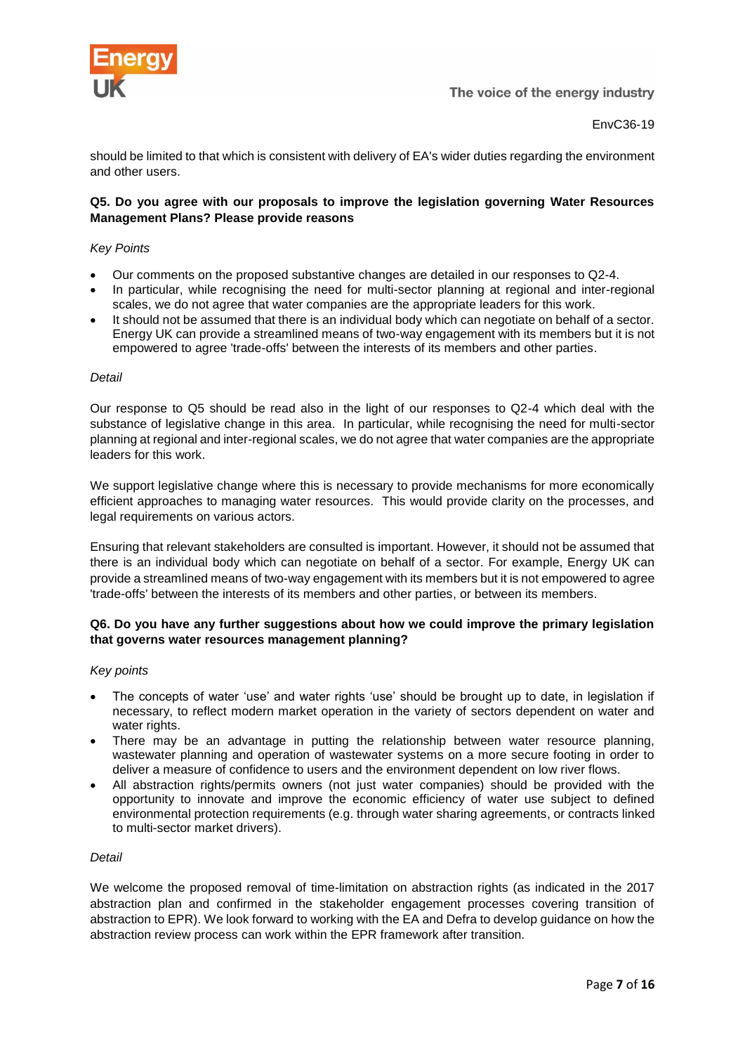should be limited to that which is consistent with delivery of EA's wider duties regarding the environment and other users.

**Q5. Do you agree with our proposals to improve the legislation governing Water Resources Management Plans? Please provide reasons**

*Key Points*

- Our comments on the proposed substantive changes are detailed in our responses to Q2-4.
- In particular, while recognising the need for multi-sector planning at regional and inter-regional scales, we do not agree that water companies are the appropriate leaders for this work.
- It should not be assumed that there is an individual body which can negotiate on behalf of a sector. Energy UK can provide a streamlined means of two-way engagement with its members but it is not empowered to agree 'trade-offs' between the interests of its members and other parties.

*Detail*

Our response to Q5 should be read also in the light of our responses to Q2-4 which deal with the substance of legislative change in this area. In particular, while recognising the need for multi-sector planning at regional and inter-regional scales, we do not agree that water companies are the appropriate leaders for this work.

We support legislative change where this is necessary to provide mechanisms for more economically efficient approaches to managing water resources. This would provide clarity on the processes, and legal requirements on various actors.

Ensuring that relevant stakeholders are consulted is important. However, it should not be assumed that there is an individual body which can negotiate on behalf of a sector. For example, Energy UK can provide a streamlined means of two-way engagement with its members but it is not empowered to agree 'trade-offs' between the interests of its members and other parties, or between its members.

**Q6. Do you have any further suggestions about how we could improve the primary legislation that governs water resources management planning?**

*Key points*

- The concepts of water 'use' and water rights 'use' should be brought up to date, in legislation if necessary, to reflect modern market operation in the variety of sectors dependent on water and water rights.
- There may be an advantage in putting the relationship between water resource planning, wastewater planning and operation of wastewater systems on a more secure footing in order to deliver a measure of confidence to users and the environment dependent on low river flows.
- All abstraction rights/permits owners (not just water companies) should be provided with the opportunity to innovate and improve the economic efficiency of water use subject to defined environmental protection requirements (e.g. through water sharing agreements, or contracts linked to multi-sector market drivers).

*Detail*

We welcome the proposed removal of time-limitation on abstraction rights (as indicated in the 2017 abstraction plan and confirmed in the stakeholder engagement processes covering transition of abstraction to EPR). We look forward to working with the EA and Defra to develop guidance on how the abstraction review process can work within the EPR framework after transition.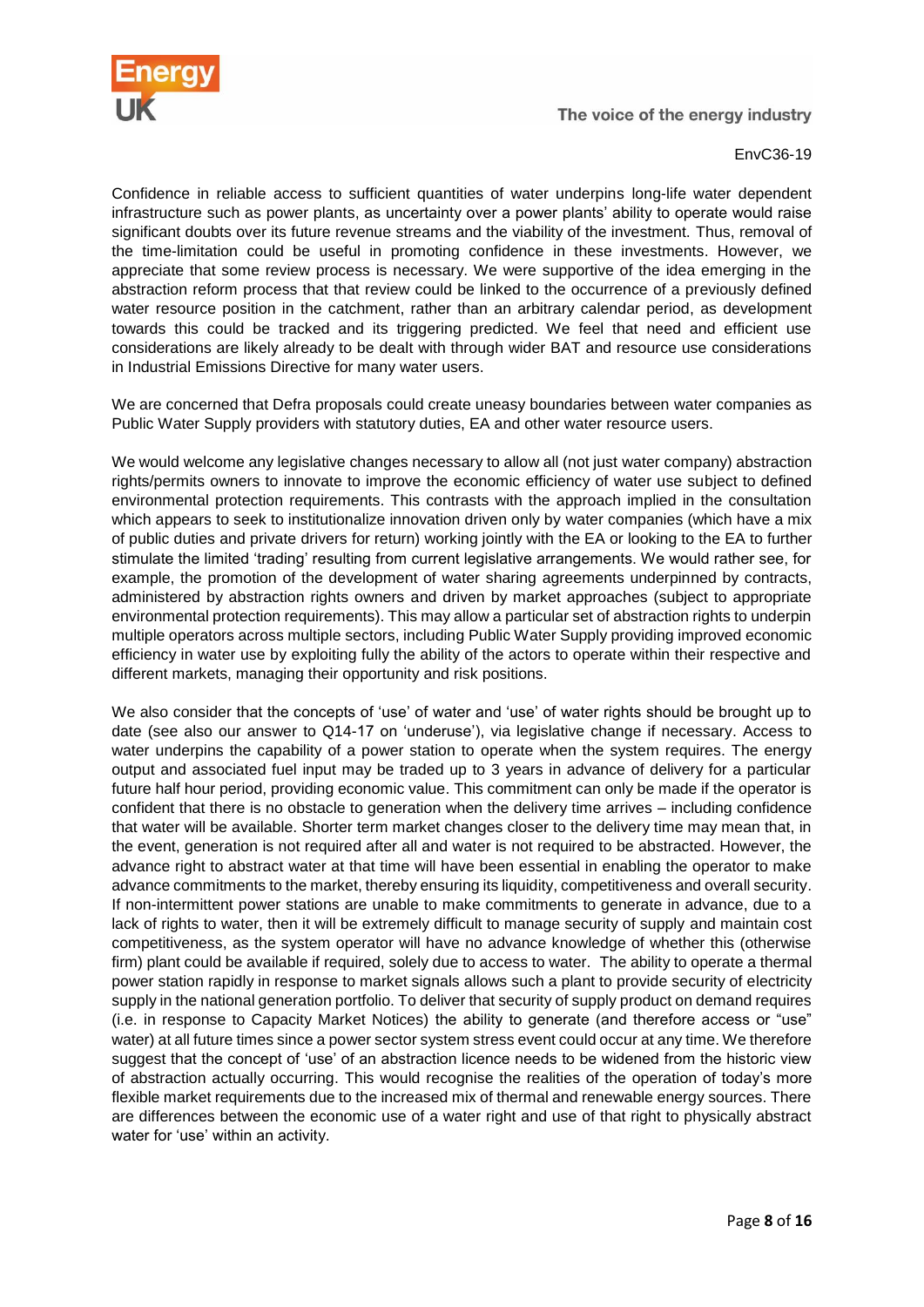Confidence in reliable access to sufficient quantities of water underpins long-life water dependent infrastructure such as power plants, as uncertainty over a power plants' ability to operate would raise significant doubts over its future revenue streams and the viability of the investment. Thus, removal of the time-limitation could be useful in promoting confidence in these investments. However, we appreciate that some review process is necessary. We were supportive of the idea emerging in the abstraction reform process that that review could be linked to the occurrence of a previously defined water resource position in the catchment, rather than an arbitrary calendar period, as development towards this could be tracked and its triggering predicted. We feel that need and efficient use considerations are likely already to be dealt with through wider BAT and resource use considerations in Industrial Emissions Directive for many water users.

We are concerned that Defra proposals could create uneasy boundaries between water companies as Public Water Supply providers with statutory duties, EA and other water resource users.

We would welcome any legislative changes necessary to allow all (not just water company) abstraction rights/permits owners to innovate to improve the economic efficiency of water use subject to defined environmental protection requirements. This contrasts with the approach implied in the consultation which appears to seek to institutionalize innovation driven only by water companies (which have a mix of public duties and private drivers for return) working jointly with the EA or looking to the EA to further stimulate the limited 'trading' resulting from current legislative arrangements. We would rather see, for example, the promotion of the development of water sharing agreements underpinned by contracts, administered by abstraction rights owners and driven by market approaches (subject to appropriate environmental protection requirements). This may allow a particular set of abstraction rights to underpin multiple operators across multiple sectors, including Public Water Supply providing improved economic efficiency in water use by exploiting fully the ability of the actors to operate within their respective and different markets, managing their opportunity and risk positions.

We also consider that the concepts of 'use' of water and 'use' of water rights should be brought up to date (see also our answer to Q14-17 on 'underuse'), via legislative change if necessary. Access to water underpins the capability of a power station to operate when the system requires. The energy output and associated fuel input may be traded up to 3 years in advance of delivery for a particular future half hour period, providing economic value. This commitment can only be made if the operator is confident that there is no obstacle to generation when the delivery time arrives – including confidence that water will be available. Shorter term market changes closer to the delivery time may mean that, in the event, generation is not required after all and water is not required to be abstracted. However, the advance right to abstract water at that time will have been essential in enabling the operator to make advance commitments to the market, thereby ensuring its liquidity, competitiveness and overall security. If non-intermittent power stations are unable to make commitments to generate in advance, due to a lack of rights to water, then it will be extremely difficult to manage security of supply and maintain cost competitiveness, as the system operator will have no advance knowledge of whether this (otherwise firm) plant could be available if required, solely due to access to water. The ability to operate a thermal power station rapidly in response to market signals allows such a plant to provide security of electricity supply in the national generation portfolio. To deliver that security of supply product on demand requires (i.e. in response to Capacity Market Notices) the ability to generate (and therefore access or "use" water) at all future times since a power sector system stress event could occur at any time. We therefore suggest that the concept of 'use' of an abstraction licence needs to be widened from the historic view of abstraction actually occurring. This would recognise the realities of the operation of today's more flexible market requirements due to the increased mix of thermal and renewable energy sources. There are differences between the economic use of a water right and use of that right to physically abstract water for 'use' within an activity.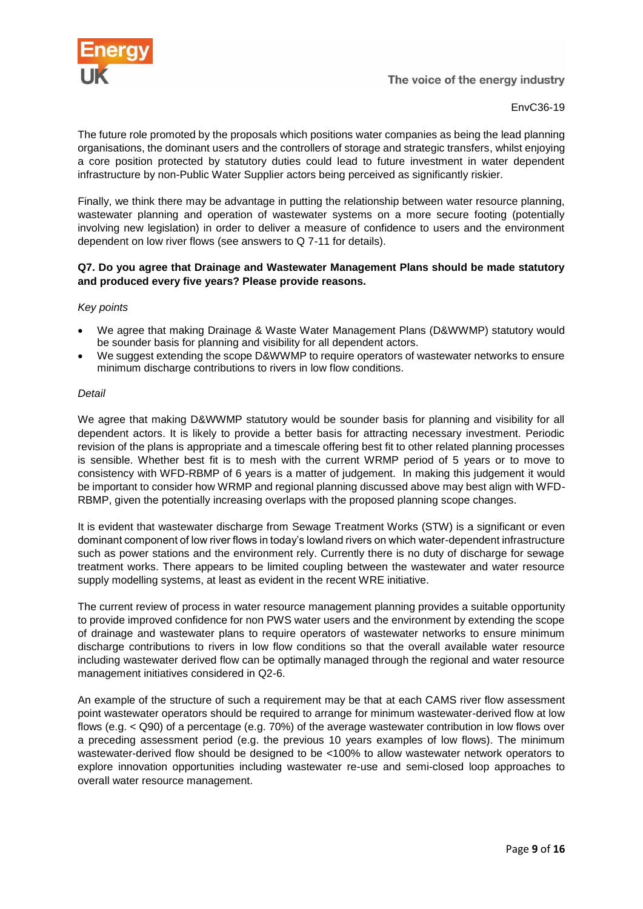The future role promoted by the proposals which positions water companies as being the lead planning organisations, the dominant users and the controllers of storage and strategic transfers, whilst enjoying a core position protected by statutory duties could lead to future investment in water dependent infrastructure by non-Public Water Supplier actors being perceived as significantly riskier.

Finally, we think there may be advantage in putting the relationship between water resource planning, wastewater planning and operation of wastewater systems on a more secure footing (potentially involving new legislation) in order to deliver a measure of confidence to users and the environment dependent on low river flows (see answers to Q 7-11 for details).

**Q7. Do you agree that Drainage and Wastewater Management Plans should be made statutory and produced every five years? Please provide reasons.**

*Key points*

- We agree that making Drainage & Waste Water Management Plans (D&WWMP) statutory would be sounder basis for planning and visibility for all dependent actors.
- We suggest extending the scope D&WWMP to require operators of wastewater networks to ensure minimum discharge contributions to rivers in low flow conditions.

*Detail*

We agree that making D&WWMP statutory would be sounder basis for planning and visibility for all dependent actors. It is likely to provide a better basis for attracting necessary investment. Periodic revision of the plans is appropriate and a timescale offering best fit to other related planning processes is sensible. Whether best fit is to mesh with the current WRMP period of 5 years or to move to consistency with WFD-RBMP of 6 years is a matter of judgement. In making this judgement it would be important to consider how WRMP and regional planning discussed above may best align with WFD-RBMP, given the potentially increasing overlaps with the proposed planning scope changes.

It is evident that wastewater discharge from Sewage Treatment Works (STW) is a significant or even dominant component of low river flows in today's lowland rivers on which water-dependent infrastructure such as power stations and the environment rely. Currently there is no duty of discharge for sewage treatment works. There appears to be limited coupling between the wastewater and water resource supply modelling systems, at least as evident in the recent WRE initiative.

The current review of process in water resource management planning provides a suitable opportunity to provide improved confidence for non PWS water users and the environment by extending the scope of drainage and wastewater plans to require operators of wastewater networks to ensure minimum discharge contributions to rivers in low flow conditions so that the overall available water resource including wastewater derived flow can be optimally managed through the regional and water resource management initiatives considered in Q2-6.

An example of the structure of such a requirement may be that at each CAMS river flow assessment point wastewater operators should be required to arrange for minimum wastewater-derived flow at low flows (e.g. < Q90) of a percentage (e.g. 70%) of the average wastewater contribution in low flows over a preceding assessment period (e.g. the previous 10 years examples of low flows). The minimum wastewater-derived flow should be designed to be <100% to allow wastewater network operators to explore innovation opportunities including wastewater re-use and semi-closed loop approaches to overall water resource management.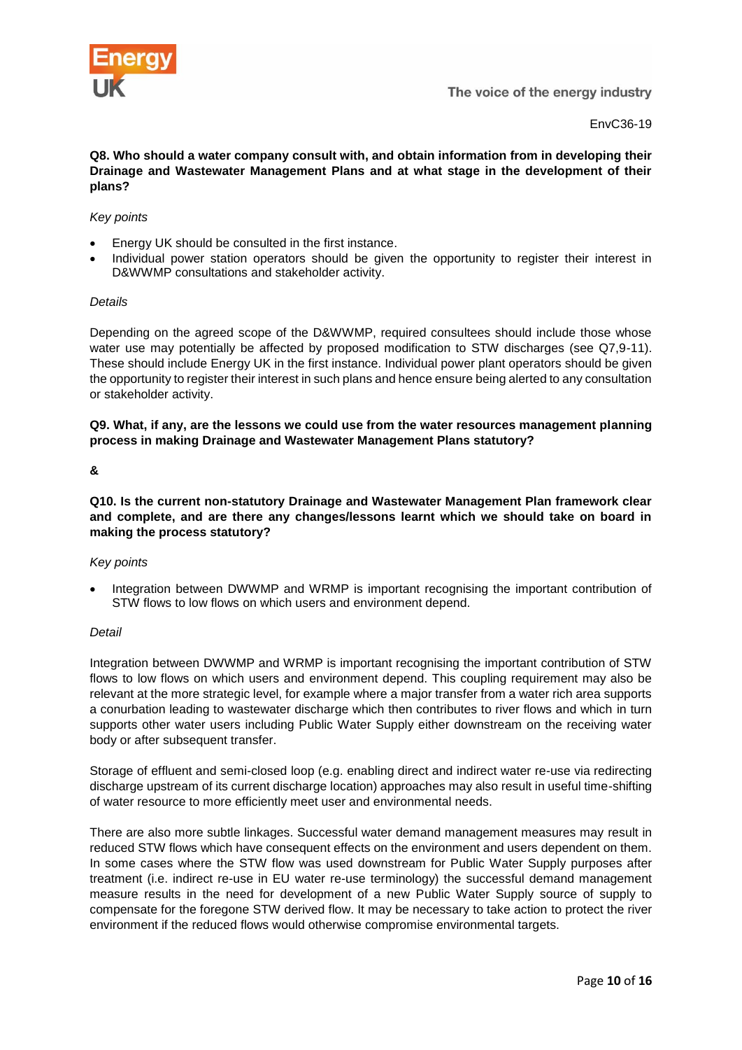**Q8. Who should a water company consult with, and obtain information from in developing their Drainage and Wastewater Management Plans and at what stage in the development of their plans?**

*Key points*

- Energy UK should be consulted in the first instance.
- Individual power station operators should be given the opportunity to register their interest in D&WWMP consultations and stakeholder activity.

*Details*

Depending on the agreed scope of the D&WWMP, required consultees should include those whose water use may potentially be affected by proposed modification to STW discharges (see Q7,9-11). These should include Energy UK in the first instance. Individual power plant operators should be given the opportunity to register their interest in such plans and hence ensure being alerted to any consultation or stakeholder activity.

**Q9. What, if any, are the lessons we could use from the water resources management planning process in making Drainage and Wastewater Management Plans statutory?**

**&**

**Q10. Is the current non-statutory Drainage and Wastewater Management Plan framework clear and complete, and are there any changes/lessons learnt which we should take on board in making the process statutory?**

*Key points*

- Integration between DWWMP and WRMP is important recognising the important contribution of STW flows to low flows on which users and environment depend.

*Detail*

Integration between DWWMP and WRMP is important recognising the important contribution of STW flows to low flows on which users and environment depend. This coupling requirement may also be relevant at the more strategic level, for example where a major transfer from a water rich area supports a conurbation leading to wastewater discharge which then contributes to river flows and which in turn supports other water users including Public Water Supply either downstream on the receiving water body or after subsequent transfer.

Storage of effluent and semi-closed loop (e.g. enabling direct and indirect water re-use via redirecting discharge upstream of its current discharge location) approaches may also result in useful time-shifting of water resource to more efficiently meet user and environmental needs.

There are also more subtle linkages. Successful water demand management measures may result in reduced STW flows which have consequent effects on the environment and users dependent on them. In some cases where the STW flow was used downstream for Public Water Supply purposes after treatment (i.e. indirect re-use in EU water re-use terminology) the successful demand management measure results in the need for development of a new Public Water Supply source of supply to compensate for the foregone STW derived flow. It may be necessary to take action to protect the river environment if the reduced flows would otherwise compromise environmental targets.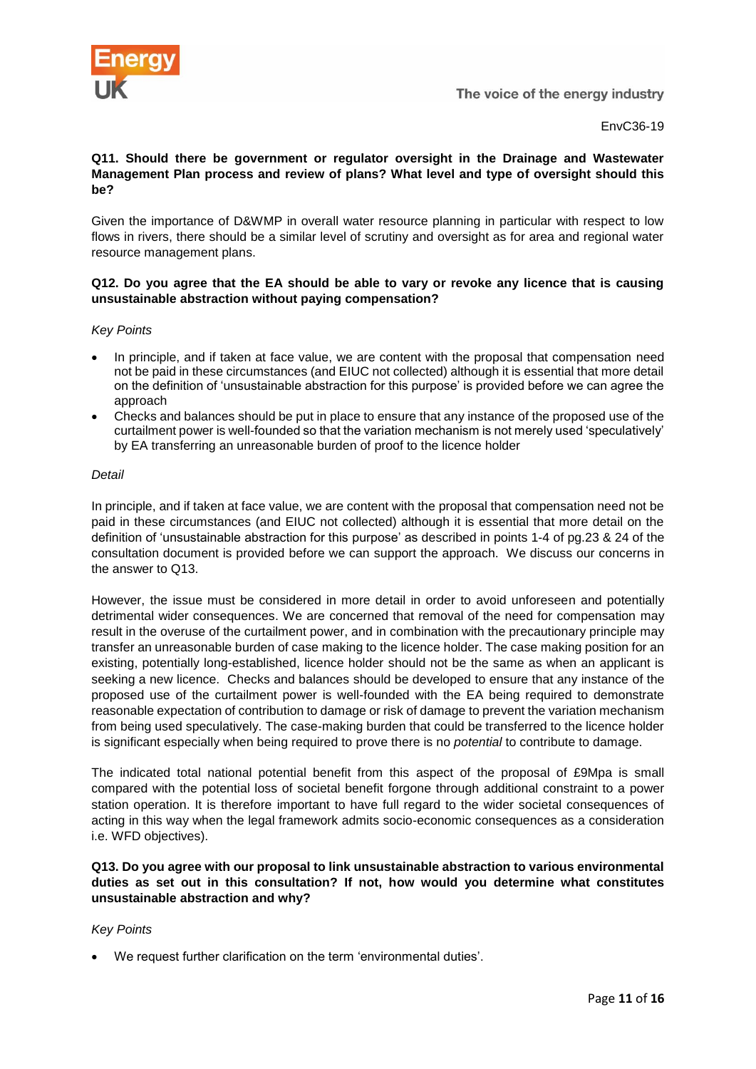EnvC36-19

**Q11. Should there be government or regulator oversight in the Drainage and Wastewater Management Plan process and review of plans? What level and type of oversight should this be?**

Given the importance of D&WMP in overall water resource planning in particular with respect to low flows in rivers, there should be a similar level of scrutiny and oversight as for area and regional water resource management plans.

**Q12. Do you agree that the EA should be able to vary or revoke any licence that is causing unsustainable abstraction without paying compensation?**

*Key Points*

- In principle, and if taken at face value, we are content with the proposal that compensation need not be paid in these circumstances (and EIUC not collected) although it is essential that more detail on the definition of 'unsustainable abstraction for this purpose' is provided before we can agree the approach
- Checks and balances should be put in place to ensure that any instance of the proposed use of the curtailment power is well-founded so that the variation mechanism is not merely used 'speculatively' by EA transferring an unreasonable burden of proof to the licence holder

*Detail*

In principle, and if taken at face value, we are content with the proposal that compensation need not be paid in these circumstances (and EIUC not collected) although it is essential that more detail on the definition of 'unsustainable abstraction for this purpose' as described in points 1-4 of pg.23 & 24 of the consultation document is provided before we can support the approach. We discuss our concerns in the answer to Q13.

However, the issue must be considered in more detail in order to avoid unforeseen and potentially detrimental wider consequences. We are concerned that removal of the need for compensation may result in the overuse of the curtailment power, and in combination with the precautionary principle may transfer an unreasonable burden of case making to the licence holder. The case making position for an existing, potentially long-established, licence holder should not be the same as when an applicant is seeking a new licence. Checks and balances should be developed to ensure that any instance of the proposed use of the curtailment power is well-founded with the EA being required to demonstrate reasonable expectation of contribution to damage or risk of damage to prevent the variation mechanism from being used speculatively. The case-making burden that could be transferred to the licence holder is significant especially when being required to prove there is no *potential* to contribute to damage.

The indicated total national potential benefit from this aspect of the proposal of £9Mpa is small compared with the potential loss of societal benefit forgone through additional constraint to a power station operation. It is therefore important to have full regard to the wider societal consequences of acting in this way when the legal framework admits socio-economic consequences as a consideration i.e. WFD objectives).

**Q13. Do you agree with our proposal to link unsustainable abstraction to various environmental duties as set out in this consultation? If not, how would you determine what constitutes unsustainable abstraction and why?**

*Key Points*

- We request further clarification on the term 'environmental duties'.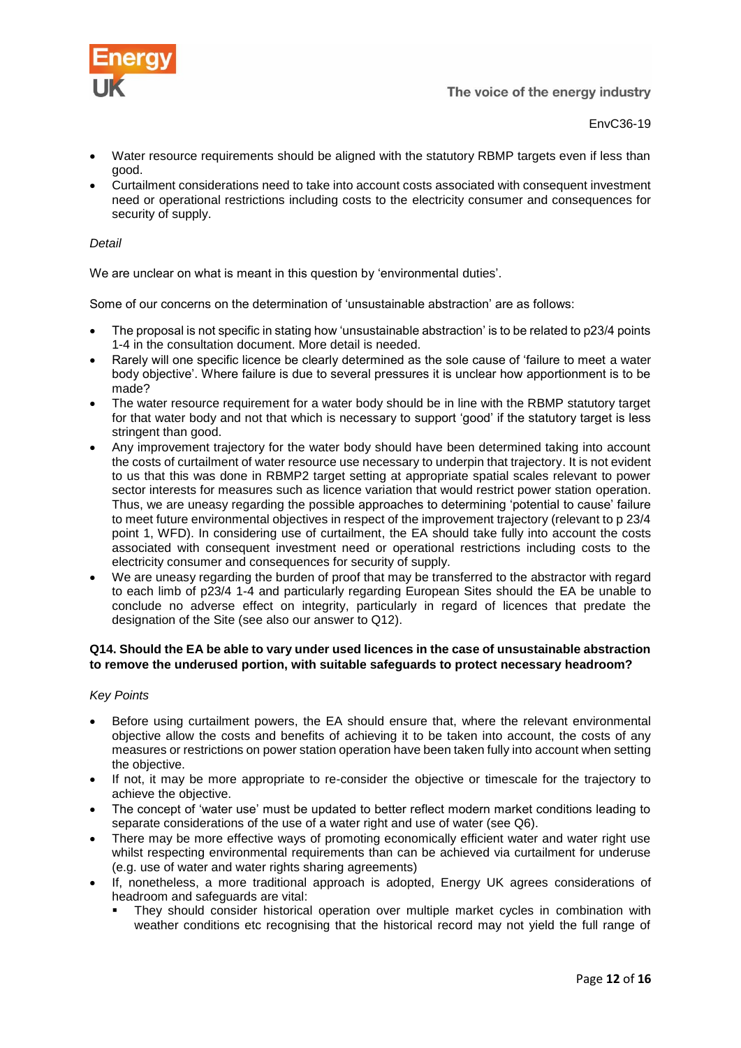- Water resource requirements should be aligned with the statutory RBMP targets even if less than good.
- Curtailment considerations need to take into account costs associated with consequent investment need or operational restrictions including costs to the electricity consumer and consequences for security of supply.

*Detail*

We are unclear on what is meant in this question by 'environmental duties'.

Some of our concerns on the determination of 'unsustainable abstraction' are as follows:

- The proposal is not specific in stating how 'unsustainable abstraction' is to be related to p23/4 points 1-4 in the consultation document. More detail is needed.
- Rarely will one specific licence be clearly determined as the sole cause of 'failure to meet a water body objective'. Where failure is due to several pressures it is unclear how apportionment is to be made?
- The water resource requirement for a water body should be in line with the RBMP statutory target for that water body and not that which is necessary to support 'good' if the statutory target is less stringent than good.
- Any improvement trajectory for the water body should have been determined taking into account the costs of curtailment of water resource use necessary to underpin that trajectory. It is not evident to us that this was done in RBMP2 target setting at appropriate spatial scales relevant to power sector interests for measures such as licence variation that would restrict power station operation. Thus, we are uneasy regarding the possible approaches to determining 'potential to cause' failure to meet future environmental objectives in respect of the improvement trajectory (relevant to p 23/4 point 1, WFD). In considering use of curtailment, the EA should take fully into account the costs associated with consequent investment need or operational restrictions including costs to the electricity consumer and consequences for security of supply.
- We are uneasy regarding the burden of proof that may be transferred to the abstractor with regard to each limb of p23/4 1-4 and particularly regarding European Sites should the EA be unable to conclude no adverse effect on integrity, particularly in regard of licences that predate the designation of the Site (see also our answer to Q12).

**Q14. Should the EA be able to vary under used licences in the case of unsustainable abstraction to remove the underused portion, with suitable safeguards to protect necessary headroom?**

*Key Points*

- Before using curtailment powers, the EA should ensure that, where the relevant environmental objective allow the costs and benefits of achieving it to be taken into account, the costs of any measures or restrictions on power station operation have been taken fully into account when setting the objective.
- If not, it may be more appropriate to re-consider the objective or timescale for the trajectory to achieve the objective.
- The concept of 'water use' must be updated to better reflect modern market conditions leading to separate considerations of the use of a water right and use of water (see Q6).
- There may be more effective ways of promoting economically efficient water and water right use whilst respecting environmental requirements than can be achieved via curtailment for underuse (e.g. use of water and water rights sharing agreements)
- If, nonetheless, a more traditional approach is adopted, Energy UK agrees considerations of headroom and safeguards are vital:
    - They should consider historical operation over multiple market cycles in combination with weather conditions etc recognising that the historical record may not yield the full range of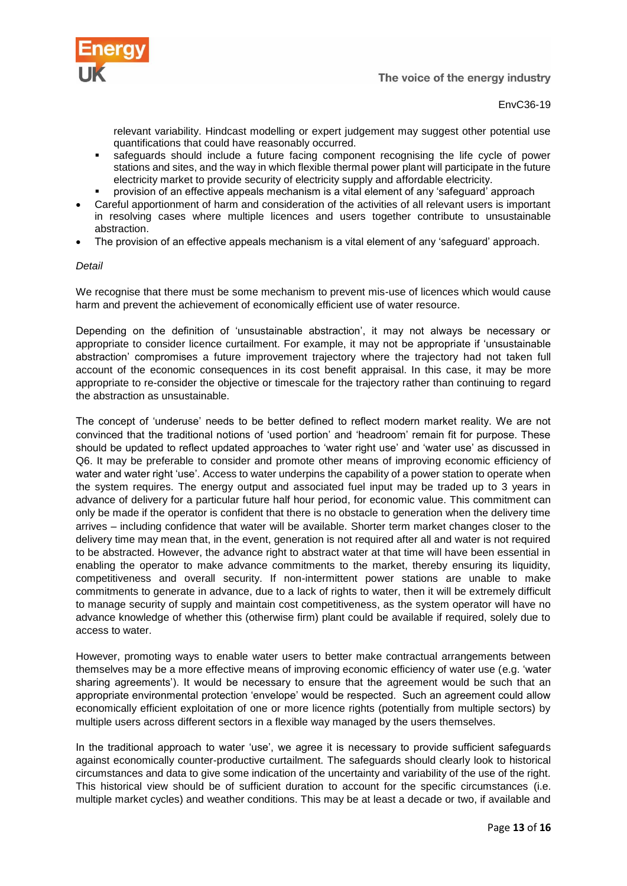relevant variability. Hindcast modelling or expert judgement may suggest other potential use quantifications that could have reasonably occurred.

  - safeguards should include a future facing component recognising the life cycle of power stations and sites, and the way in which flexible thermal power plant will participate in the future electricity market to provide security of electricity supply and affordable electricity.
  - provision of an effective appeals mechanism is a vital element of any 'safeguard' approach

- Careful apportionment of harm and consideration of the activities of all relevant users is important in resolving cases where multiple licences and users together contribute to unsustainable abstraction.
- The provision of an effective appeals mechanism is a vital element of any 'safeguard' approach.

*Detail*

We recognise that there must be some mechanism to prevent mis-use of licences which would cause harm and prevent the achievement of economically efficient use of water resource.

Depending on the definition of 'unsustainable abstraction', it may not always be necessary or appropriate to consider licence curtailment. For example, it may not be appropriate if 'unsustainable abstraction' compromises a future improvement trajectory where the trajectory had not taken full account of the economic consequences in its cost benefit appraisal. In this case, it may be more appropriate to re-consider the objective or timescale for the trajectory rather than continuing to regard the abstraction as unsustainable.

The concept of 'underuse' needs to be better defined to reflect modern market reality. We are not convinced that the traditional notions of 'used portion' and 'headroom' remain fit for purpose. These should be updated to reflect updated approaches to 'water right use' and 'water use' as discussed in Q6. It may be preferable to consider and promote other means of improving economic efficiency of water and water right 'use'. Access to water underpins the capability of a power station to operate when the system requires. The energy output and associated fuel input may be traded up to 3 years in advance of delivery for a particular future half hour period, for economic value. This commitment can only be made if the operator is confident that there is no obstacle to generation when the delivery time arrives – including confidence that water will be available. Shorter term market changes closer to the delivery time may mean that, in the event, generation is not required after all and water is not required to be abstracted. However, the advance right to abstract water at that time will have been essential in enabling the operator to make advance commitments to the market, thereby ensuring its liquidity, competitiveness and overall security. If non-intermittent power stations are unable to make commitments to generate in advance, due to a lack of rights to water, then it will be extremely difficult to manage security of supply and maintain cost competitiveness, as the system operator will have no advance knowledge of whether this (otherwise firm) plant could be available if required, solely due to access to water.

However, promoting ways to enable water users to better make contractual arrangements between themselves may be a more effective means of improving economic efficiency of water use (e.g. 'water sharing agreements'). It would be necessary to ensure that the agreement would be such that an appropriate environmental protection 'envelope' would be respected. Such an agreement could allow economically efficient exploitation of one or more licence rights (potentially from multiple sectors) by multiple users across different sectors in a flexible way managed by the users themselves.

In the traditional approach to water 'use', we agree it is necessary to provide sufficient safeguards against economically counter-productive curtailment. The safeguards should clearly look to historical circumstances and data to give some indication of the uncertainty and variability of the use of the right. This historical view should be of sufficient duration to account for the specific circumstances (i.e. multiple market cycles) and weather conditions. This may be at least a decade or two, if available and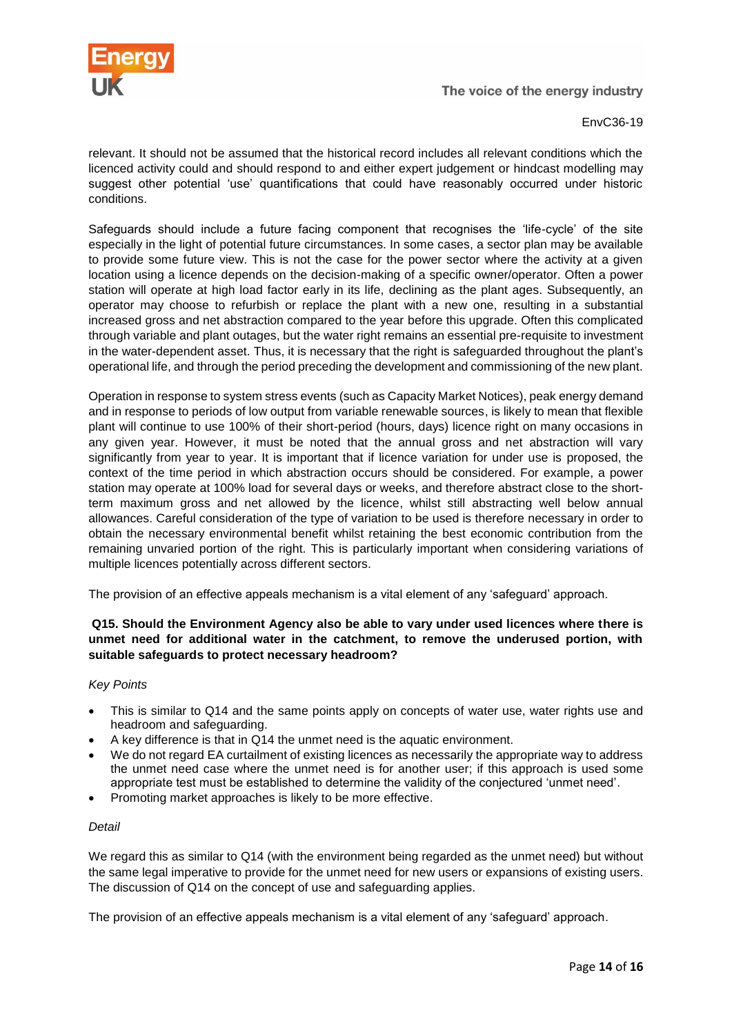relevant. It should not be assumed that the historical record includes all relevant conditions which the licenced activity could and should respond to and either expert judgement or hindcast modelling may suggest other potential 'use' quantifications that could have reasonably occurred under historic conditions.

Safeguards should include a future facing component that recognises the 'life-cycle' of the site especially in the light of potential future circumstances. In some cases, a sector plan may be available to provide some future view. This is not the case for the power sector where the activity at a given location using a licence depends on the decision-making of a specific owner/operator. Often a power station will operate at high load factor early in its life, declining as the plant ages. Subsequently, an operator may choose to refurbish or replace the plant with a new one, resulting in a substantial increased gross and net abstraction compared to the year before this upgrade. Often this complicated through variable and plant outages, but the water right remains an essential pre-requisite to investment in the water-dependent asset. Thus, it is necessary that the right is safeguarded throughout the plant's operational life, and through the period preceding the development and commissioning of the new plant.

Operation in response to system stress events (such as Capacity Market Notices), peak energy demand and in response to periods of low output from variable renewable sources, is likely to mean that flexible plant will continue to use 100% of their short-period (hours, days) licence right on many occasions in any given year. However, it must be noted that the annual gross and net abstraction will vary significantly from year to year. It is important that if licence variation for under use is proposed, the context of the time period in which abstraction occurs should be considered. For example, a power station may operate at 100% load for several days or weeks, and therefore abstract close to the short-term maximum gross and net allowed by the licence, whilst still abstracting well below annual allowances. Careful consideration of the type of variation to be used is therefore necessary in order to obtain the necessary environmental benefit whilst retaining the best economic contribution from the remaining unvaried portion of the right. This is particularly important when considering variations of multiple licences potentially across different sectors.

The provision of an effective appeals mechanism is a vital element of any 'safeguard' approach.

**Q15. Should the Environment Agency also be able to vary under used licences where there is unmet need for additional water in the catchment, to remove the underused portion, with suitable safeguards to protect necessary headroom?**

*Key Points*

- This is similar to Q14 and the same points apply on concepts of water use, water rights use and headroom and safeguarding.
- A key difference is that in Q14 the unmet need is the aquatic environment.
- We do not regard EA curtailment of existing licences as necessarily the appropriate way to address the unmet need case where the unmet need is for another user; if this approach is used some appropriate test must be established to determine the validity of the conjectured 'unmet need'.
- Promoting market approaches is likely to be more effective.

*Detail*

We regard this as similar to Q14 (with the environment being regarded as the unmet need) but without the same legal imperative to provide for the unmet need for new users or expansions of existing users. The discussion of Q14 on the concept of use and safeguarding applies.

The provision of an effective appeals mechanism is a vital element of any 'safeguard' approach.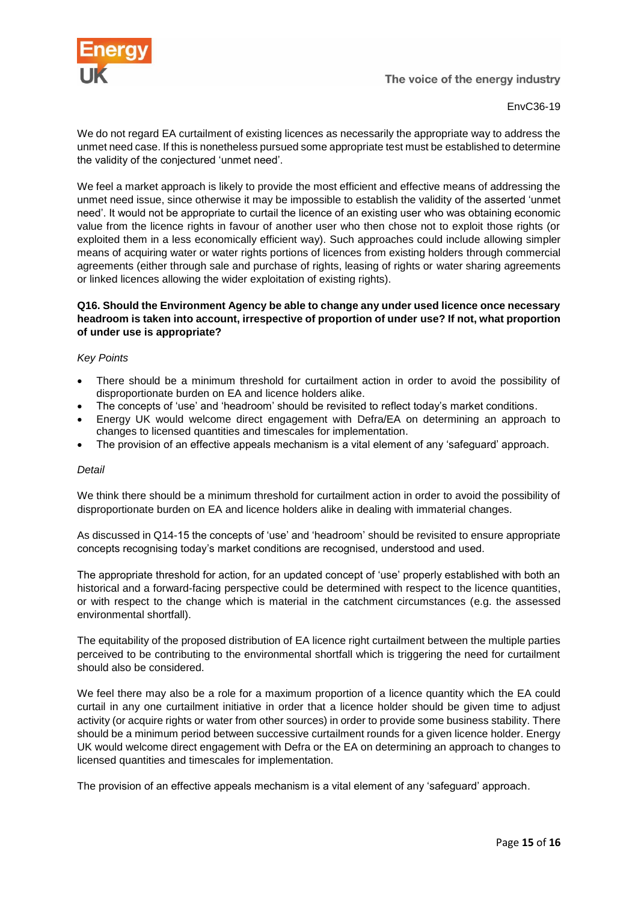We do not regard EA curtailment of existing licences as necessarily the appropriate way to address the unmet need case. If this is nonetheless pursued some appropriate test must be established to determine the validity of the conjectured 'unmet need'.

We feel a market approach is likely to provide the most efficient and effective means of addressing the unmet need issue, since otherwise it may be impossible to establish the validity of the asserted 'unmet need'. It would not be appropriate to curtail the licence of an existing user who was obtaining economic value from the licence rights in favour of another user who then chose not to exploit those rights (or exploited them in a less economically efficient way). Such approaches could include allowing simpler means of acquiring water or water rights portions of licences from existing holders through commercial agreements (either through sale and purchase of rights, leasing of rights or water sharing agreements or linked licences allowing the wider exploitation of existing rights).

**Q16. Should the Environment Agency be able to change any under used licence once necessary headroom is taken into account, irrespective of proportion of under use? If not, what proportion of under use is appropriate?**

*Key Points*

- There should be a minimum threshold for curtailment action in order to avoid the possibility of disproportionate burden on EA and licence holders alike.
- The concepts of 'use' and 'headroom' should be revisited to reflect today's market conditions.
- Energy UK would welcome direct engagement with Defra/EA on determining an approach to changes to licensed quantities and timescales for implementation.
- The provision of an effective appeals mechanism is a vital element of any 'safeguard' approach.

*Detail*

We think there should be a minimum threshold for curtailment action in order to avoid the possibility of disproportionate burden on EA and licence holders alike in dealing with immaterial changes.

As discussed in Q14-15 the concepts of 'use' and 'headroom' should be revisited to ensure appropriate concepts recognising today's market conditions are recognised, understood and used.

The appropriate threshold for action, for an updated concept of 'use' properly established with both an historical and a forward-facing perspective could be determined with respect to the licence quantities, or with respect to the change which is material in the catchment circumstances (e.g. the assessed environmental shortfall).

The equitability of the proposed distribution of EA licence right curtailment between the multiple parties perceived to be contributing to the environmental shortfall which is triggering the need for curtailment should also be considered.

We feel there may also be a role for a maximum proportion of a licence quantity which the EA could curtail in any one curtailment initiative in order that a licence holder should be given time to adjust activity (or acquire rights or water from other sources) in order to provide some business stability. There should be a minimum period between successive curtailment rounds for a given licence holder. Energy UK would welcome direct engagement with Defra or the EA on determining an approach to changes to licensed quantities and timescales for implementation.

The provision of an effective appeals mechanism is a vital element of any 'safeguard' approach.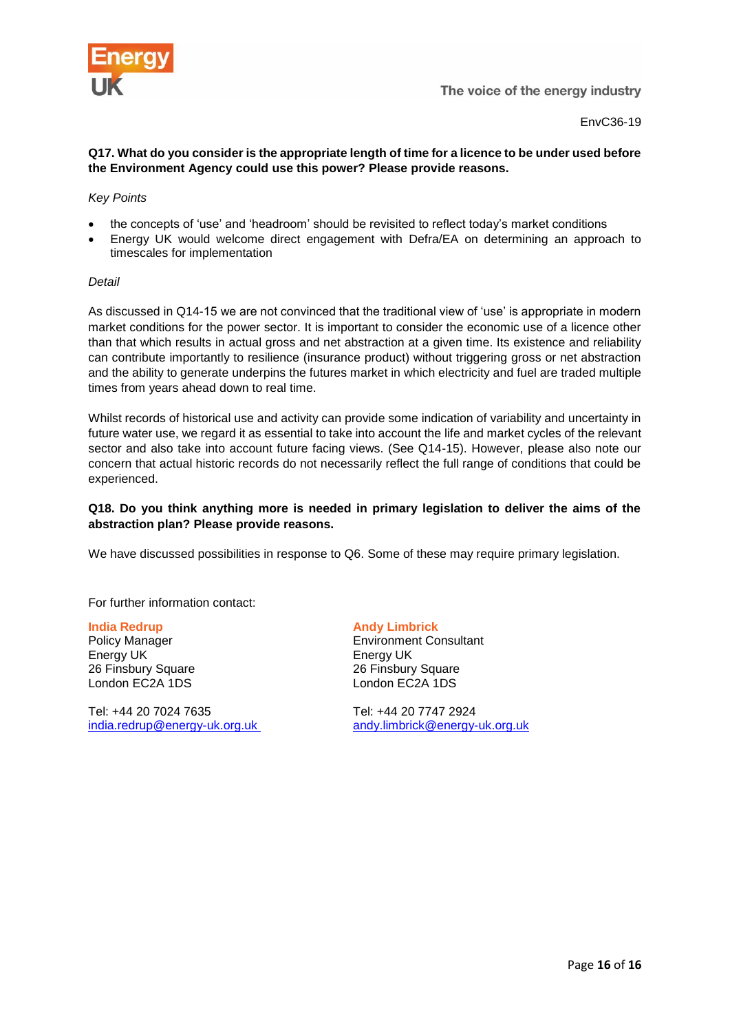EnvC36-19

**Q17. What do you consider is the appropriate length of time for a licence to be under used before the Environment Agency could use this power? Please provide reasons.**

*Key Points*

- the concepts of 'use' and 'headroom' should be revisited to reflect today's market conditions
- Energy UK would welcome direct engagement with Defra/EA on determining an approach to timescales for implementation

*Detail*

As discussed in Q14-15 we are not convinced that the traditional view of 'use' is appropriate in modern market conditions for the power sector. It is important to consider the economic use of a licence other than that which results in actual gross and net abstraction at a given time. Its existence and reliability can contribute importantly to resilience (insurance product) without triggering gross or net abstraction and the ability to generate underpins the futures market in which electricity and fuel are traded multiple times from years ahead down to real time.

Whilst records of historical use and activity can provide some indication of variability and uncertainty in future water use, we regard it as essential to take into account the life and market cycles of the relevant sector and also take into account future facing views. (See Q14-15). However, please also note our concern that actual historic records do not necessarily reflect the full range of conditions that could be experienced.

**Q18. Do you think anything more is needed in primary legislation to deliver the aims of the abstraction plan? Please provide reasons.**

We have discussed possibilities in response to Q6. Some of these may require primary legislation.

For further information contact:

**India Redrup**
Policy Manager
Energy UK
26 Finsbury Square
London EC2A 1DS

Tel: +44 20 7024 7635
india.redrup@energy-uk.org.uk

**Andy Limbrick**
Environment Consultant
Energy UK
26 Finsbury Square
London EC2A 1DS

Tel: +44 20 7747 2924
andy.limbrick@energy-uk.org.uk